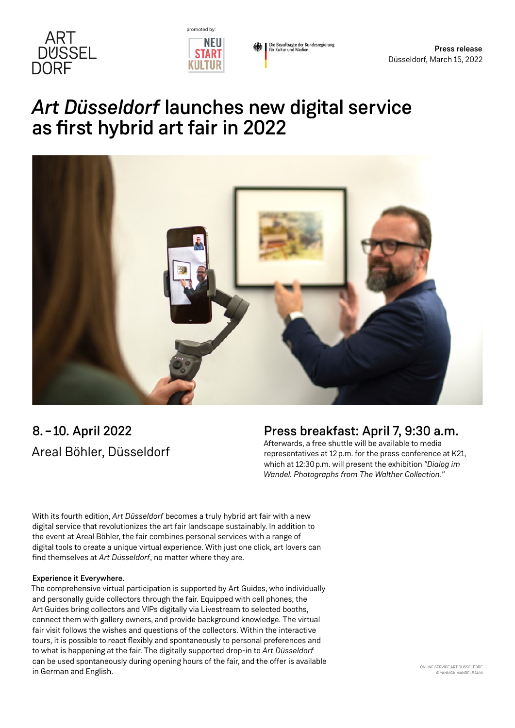ART DÜSSEL DORF

promoted by:

NEU START KULTUR

Die Beauftragte der Bundesregierung für Kultur und Medien

**Press release**
Düsseldorf, March 15, 2022

# *Art Düsseldorf* launches new digital service as first hybrid art fair in 2022

## 8. – 10. April 2022

Areal Böhler, Düsseldorf

## Press breakfast: April 7, 9:30 a.m.

Afterwards, a free shuttle will be available to media representatives at 12 p.m. for the press conference at K21, which at 12:30 p.m. will present the exhibition *"Dialog im Wandel. Photographs from The Walther Collection."*

With its fourth edition, *Art Düsseldorf* becomes a truly hybrid art fair with a new digital service that revolutionizes the art fair landscape sustainably. In addition to the event at Areal Böhler, the fair combines personal services with a range of digital tools to create a unique virtual experience. With just one click, art lovers can find themselves at *Art Düsseldorf*, no matter where they are.

**Experience it Everywhere.**

The comprehensive virtual participation is supported by Art Guides, who individually and personally guide collectors through the fair. Equipped with cell phones, the Art Guides bring collectors and VIPs digitally via Livestream to selected booths, connect them with gallery owners, and provide background knowledge. The virtual fair visit follows the wishes and questions of the collectors. Within the interactive tours, it is possible to react flexibly and spontaneously to personal preferences and to what is happening at the fair. The digitally supported drop-in to *Art Düsseldorf* can be used spontaneously during opening hours of the fair, and the offer is available in German and English.

ONLINE SERVICE ART DÜSSELDORF
© YANNICK MANDELBAUM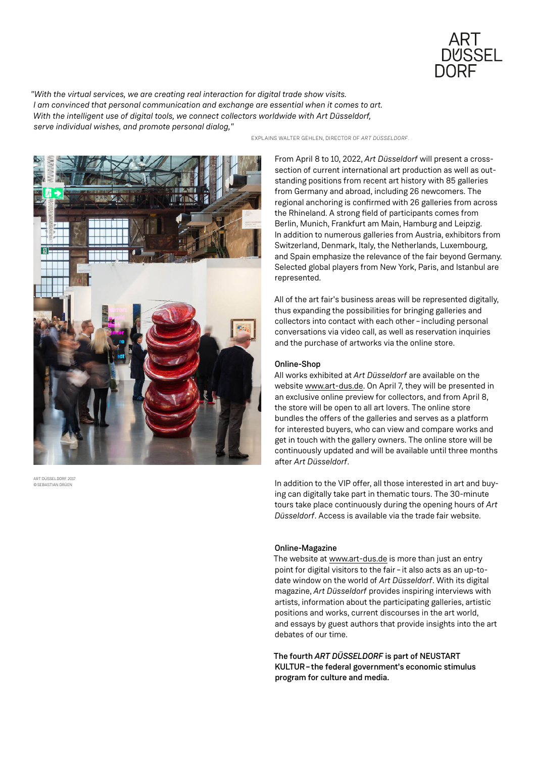*"With the virtual services, we are creating real interaction for digital trade show visits. I am convinced that personal communication and exchange are essential when it comes to art. With the intelligent use of digital tools, we connect collectors worldwide with Art Düsseldorf, serve individual wishes, and promote personal dialog,"*

EXPLAINS WALTER GEHLEN, DIRECTOR OF *ART DÜSSELDORF*.

ART DÜSSELDORF 2017
©SEBASTIAN DRÜEN

From April 8 to 10, 2022, *Art Düsseldorf* will present a cross-section of current international art production as well as outstanding positions from recent art history with 85 galleries from Germany and abroad, including 26 newcomers. The regional anchoring is confirmed with 26 galleries from across the Rhineland. A strong field of participants comes from Berlin, Munich, Frankfurt am Main, Hamburg and Leipzig. In addition to numerous galleries from Austria, exhibitors from Switzerland, Denmark, Italy, the Netherlands, Luxembourg, and Spain emphasize the relevance of the fair beyond Germany. Selected global players from New York, Paris, and Istanbul are represented.

All of the art fair's business areas will be represented digitally, thus expanding the possibilities for bringing galleries and collectors into contact with each other – including personal conversations via video call, as well as reservation inquiries and the purchase of artworks via the online store.

## Online-Shop

All works exhibited at *Art Düsseldorf* are available on the website www.art-dus.de. On April 7, they will be presented in an exclusive online preview for collectors, and from April 8, the store will be open to all art lovers. The online store bundles the offers of the galleries and serves as a platform for interested buyers, who can view and compare works and get in touch with the gallery owners. The online store will be continuously updated and will be available until three months after *Art Düsseldorf*.

In addition to the VIP offer, all those interested in art and buying can digitally take part in thematic tours. The 30-minute tours take place continuously during the opening hours of *Art Düsseldorf*. Access is available via the trade fair website.

## Online-Magazine

The website at www.art-dus.de is more than just an entry point for digital visitors to the fair – it also acts as an up-to-date window on the world of *Art Düsseldorf*. With its digital magazine, *Art Düsseldorf* provides inspiring interviews with artists, information about the participating galleries, artistic positions and works, current discourses in the art world, and essays by guest authors that provide insights into the art debates of our time.

**The fourth *ART DÜSSELDORF* is part of NEUSTART KULTUR – the federal government's economic stimulus program for culture and media.**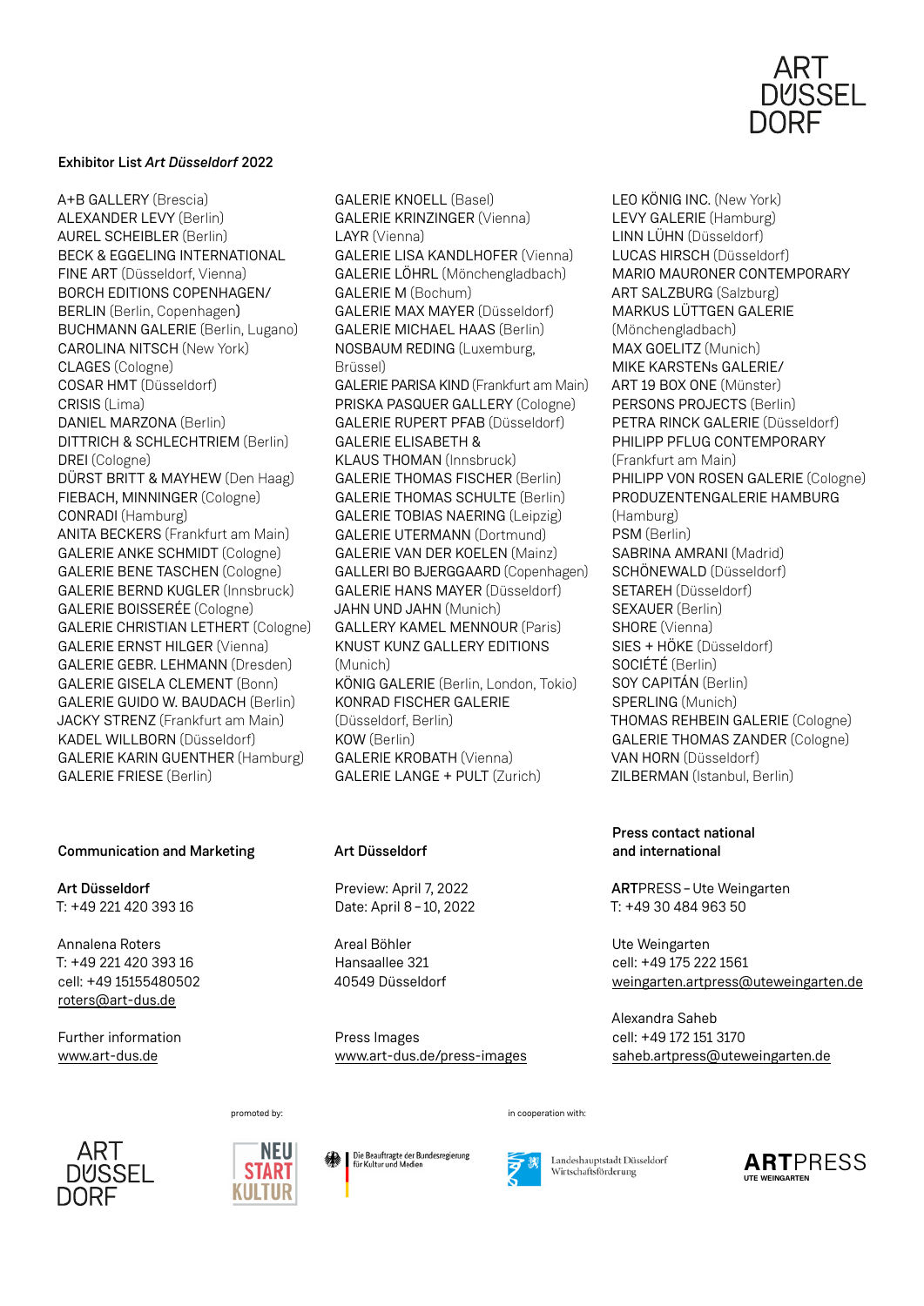ART DÜSSELDORF

**Exhibitor List *Art Düsseldorf* 2022**

A+B GALLERY (Brescia)
ALEXANDER LEVY (Berlin)
AUREL SCHEIBLER (Berlin)
BECK & EGGELING INTERNATIONAL FINE ART (Düsseldorf, Vienna)
BORCH EDITIONS COPENHAGEN/BERLIN (Berlin, Copenhagen)
BUCHMANN GALERIE (Berlin, Lugano)
CAROLINA NITSCH (New York)
CLAGES (Cologne)
COSAR HMT (Düsseldorf)
CRISIS (Lima)
DANIEL MARZONA (Berlin)
DITTRICH & SCHLECHTRIEM (Berlin)
DREI (Cologne)
DÜRST BRITT & MAYHEW (Den Haag)
FIEBACH, MINNINGER (Cologne)
CONRADI (Hamburg)
ANITA BECKERS (Frankfurt am Main)
GALERIE ANKE SCHMIDT (Cologne)
GALERIE BENE TASCHEN (Cologne)
GALERIE BERND KUGLER (Innsbruck)
GALERIE BOISSERÉE (Cologne)
GALERIE CHRISTIAN LETHERT (Cologne)
GALERIE ERNST HILGER (Vienna)
GALERIE GEBR. LEHMANN (Dresden)
GALERIE GISELA CLEMENT (Bonn)
GALERIE GUIDO W. BAUDACH (Berlin)
JACKY STRENZ (Frankfurt am Main)
KADEL WILLBORN (Düsseldorf)
GALERIE KARIN GUENTHER (Hamburg)
GALERIE FRIESE (Berlin)
GALERIE KNOELL (Basel)
GALERIE KRINZINGER (Vienna)
LAYR (Vienna)
GALERIE LISA KANDLHOFER (Vienna)
GALERIE LÖHRL (Mönchengladbach)
GALERIE M (Bochum)
GALERIE MAX MAYER (Düsseldorf)
GALERIE MICHAEL HAAS (Berlin)
NOSBAUM REDING (Luxemburg, Brüssel)
GALERIE PARISA KIND (Frankfurt am Main)
PRISKA PASQUER GALLERY (Cologne)
GALERIE RUPERT PFAB (Düsseldorf)
GALERIE ELISABETH & KLAUS THOMAN (Innsbruck)
GALERIE THOMAS FISCHER (Berlin)
GALERIE THOMAS SCHULTE (Berlin)
GALERIE TOBIAS NAERING (Leipzig)
GALERIE UTERMANN (Dortmund)
GALERIE VAN DER KOELEN (Mainz)
GALLERI BO BJERGGAARD (Copenhagen)
GALERIE HANS MAYER (Düsseldorf)
JAHN UND JAHN (Munich)
GALLERY KAMEL MENNOUR (Paris)
KNUST KUNZ GALLERY EDITIONS (Munich)
KÖNIG GALERIE (Berlin, London, Tokio)
KONRAD FISCHER GALERIE (Düsseldorf, Berlin)
KOW (Berlin)
GALERIE KROBATH (Vienna)
GALERIE LANGE + PULT (Zurich)
LEO KÖNIG INC. (New York)
LEVY GALERIE (Hamburg)
LINN LÜHN (Düsseldorf)
LUCAS HIRSCH (Düsseldorf)
MARIO MAURONER CONTEMPORARY ART SALZBURG (Salzburg)
MARKUS LÜTTGEN GALERIE (Mönchengladbach)
MAX GOELITZ (Munich)
MIKE KARSTENs GALERIE/ART 19 BOX ONE (Münster)
PERSONS PROJECTS (Berlin)
PETRA RINCK GALERIE (Düsseldorf)
PHILIPP PFLUG CONTEMPORARY (Frankfurt am Main)
PHILIPP VON ROSEN GALERIE (Cologne)
PRODUZENTENGALERIE HAMBURG (Hamburg)
PSM (Berlin)
SABRINA AMRANI (Madrid)
SCHÖNEWALD (Düsseldorf)
SETAREH (Düsseldorf)
SEXAUER (Berlin)
SHORE (Vienna)
SIES + HÖKE (Düsseldorf)
SOCIÉTÉ (Berlin)
SOY CAPITÁN (Berlin)
SPERLING (Munich)
THOMAS REHBEIN GALERIE (Cologne)
GALERIE THOMAS ZANDER (Cologne)
VAN HORN (Düsseldorf)
ZILBERMAN (Istanbul, Berlin)

**Communication and Marketing**

**Art Düsseldorf**
T: +49 221 420 393 16

Annalena Roters
T: +49 221 420 393 16
cell: +49 15155480502
roters@art-dus.de

Further information
www.art-dus.de

**Art Düsseldorf**

Preview: April 7, 2022
Date: April 8 – 10, 2022

Areal Böhler
Hansaallee 321
40549 Düsseldorf

Press Images
www.art-dus.de/press-images

**Press contact national and international**

ARTPRESS – Ute Weingarten
T: +49 30 484 963 50

Ute Weingarten
cell: +49 175 222 1561
weingarten.artpress@uteweingarten.de

Alexandra Saheb
cell: +49 172 151 3170
saheb.artpress@uteweingarten.de

promoted by:

ART DÜSSELDORF — NEU START KULTUR — Die Beauftragte der Bundesregierung für Kultur und Medien

in cooperation with:

Landeshauptstadt Düsseldorf Wirtschaftsförderung — ARTPRESS UTE WEINGARTEN